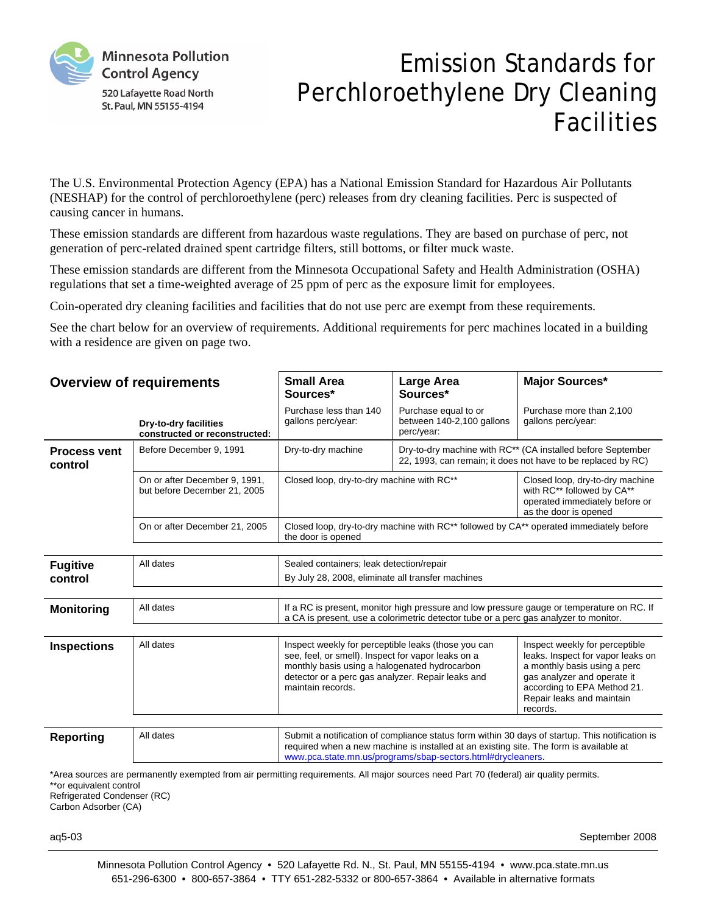Minnesota Pollution Control Agency
520 Lafayette Road North
St. Paul, MN 55155-4194

# Emission Standards for Perchloroethylene Dry Cleaning Facilities

The U.S. Environmental Protection Agency (EPA) has a National Emission Standard for Hazardous Air Pollutants (NESHAP) for the control of perchloroethylene (perc) releases from dry cleaning facilities. Perc is suspected of causing cancer in humans.

These emission standards are different from hazardous waste regulations. They are based on purchase of perc, not generation of perc-related drained spent cartridge filters, still bottoms, or filter muck waste.

These emission standards are different from the Minnesota Occupational Safety and Health Administration (OSHA) regulations that set a time-weighted average of 25 ppm of perc as the exposure limit for employees.

Coin-operated dry cleaning facilities and facilities that do not use perc are exempt from these requirements.

See the chart below for an overview of requirements. Additional requirements for perc machines located in a building with a residence are given on page two.

## Overview of requirements

| | Dry-to-dry facilities constructed or reconstructed: | Small Area Sources* Purchase less than 140 gallons perc/year: | Large Area Sources* Purchase equal to or between 140-2,100 gallons perc/year: | Major Sources* Purchase more than 2,100 gallons perc/year: |
|---|---|---|---|---|
| **Process vent control** | Before December 9, 1991 | Dry-to-dry machine | Dry-to-dry machine with RC** (CA installed before September 22, 1993, can remain; it does not have to be replaced by RC) | |
| | On or after December 9, 1991, but before December 21, 2005 | Closed loop, dry-to-dry machine with RC** | | Closed loop, dry-to-dry machine with RC** followed by CA** operated immediately before or as the door is opened |
| | On or after December 21, 2005 | Closed loop, dry-to-dry machine with RC** followed by CA** operated immediately before the door is opened | | |
| **Fugitive control** | All dates | Sealed containers; leak detection/repair<br>By July 28, 2008, eliminate all transfer machines | | |
| **Monitoring** | All dates | If a RC is present, monitor high pressure and low pressure gauge or temperature on RC. If a CA is present, use a colorimetric detector tube or a perc gas analyzer to monitor. | | |
| **Inspections** | All dates | Inspect weekly for perceptible leaks (those you can see, feel, or smell). Inspect for vapor leaks on a monthly basis using a halogenated hydrocarbon detector or a perc gas analyzer. Repair leaks and maintain records. | | Inspect weekly for perceptible leaks. Inspect for vapor leaks on a monthly basis using a perc gas analyzer and operate it according to EPA Method 21. Repair leaks and maintain records. |
| **Reporting** | All dates | Submit a notification of compliance status form within 30 days of startup. This notification is required when a new machine is installed at an existing site. The form is available at www.pca.state.mn.us/programs/sbap-sectors.html#drycleaners. | | |

*Area sources are permanently exempted from air permitting requirements. All major sources need Part 70 (federal) air quality permits.
**or equivalent control
Refrigerated Condenser (RC)
Carbon Adsorber (CA)

aq5-03 September 2008

Minnesota Pollution Control Agency • 520 Lafayette Rd. N., St. Paul, MN 55155-4194 • www.pca.state.mn.us
651-296-6300 • 800-657-3864 • TTY 651-282-5332 or 800-657-3864 • Available in alternative formats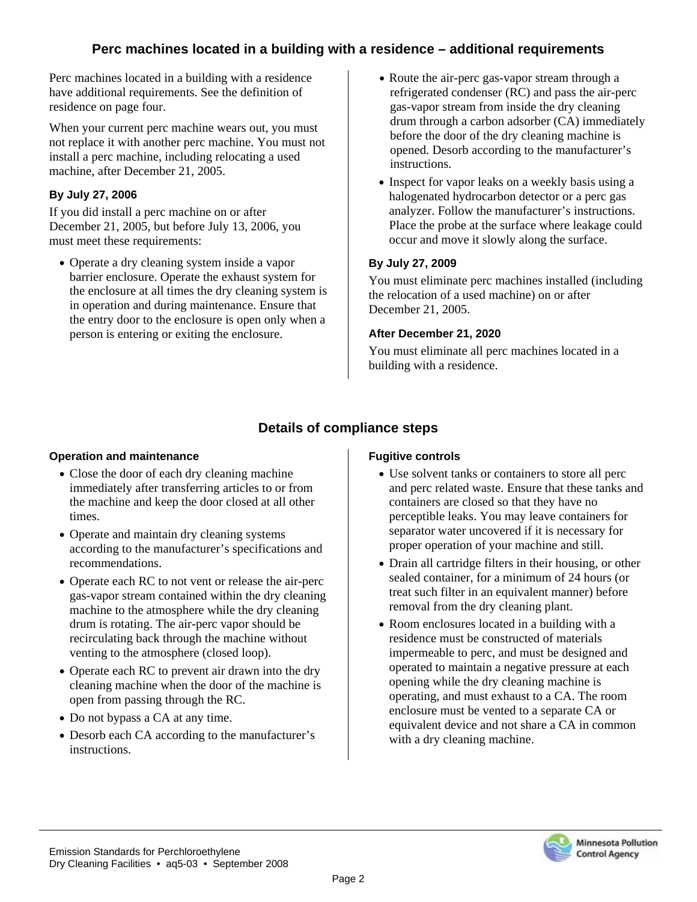## Perc machines located in a building with a residence – additional requirements

Perc machines located in a building with a residence have additional requirements. See the definition of residence on page four.

When your current perc machine wears out, you must not replace it with another perc machine. You must not install a perc machine, including relocating a used machine, after December 21, 2005.

### By July 27, 2006

If you did install a perc machine on or after December 21, 2005, but before July 13, 2006, you must meet these requirements:

- Operate a dry cleaning system inside a vapor barrier enclosure. Operate the exhaust system for the enclosure at all times the dry cleaning system is in operation and during maintenance. Ensure that the entry door to the enclosure is open only when a person is entering or exiting the enclosure.
- Route the air-perc gas-vapor stream through a refrigerated condenser (RC) and pass the air-perc gas-vapor stream from inside the dry cleaning drum through a carbon adsorber (CA) immediately before the door of the dry cleaning machine is opened. Desorb according to the manufacturer's instructions.
- Inspect for vapor leaks on a weekly basis using a halogenated hydrocarbon detector or a perc gas analyzer. Follow the manufacturer's instructions. Place the probe at the surface where leakage could occur and move it slowly along the surface.

### By July 27, 2009

You must eliminate perc machines installed (including the relocation of a used machine) on or after December 21, 2005.

### After December 21, 2020

You must eliminate all perc machines located in a building with a residence.

## Details of compliance steps

### Operation and maintenance

- Close the door of each dry cleaning machine immediately after transferring articles to or from the machine and keep the door closed at all other times.
- Operate and maintain dry cleaning systems according to the manufacturer's specifications and recommendations.
- Operate each RC to not vent or release the air-perc gas-vapor stream contained within the dry cleaning machine to the atmosphere while the dry cleaning drum is rotating. The air-perc vapor should be recirculating back through the machine without venting to the atmosphere (closed loop).
- Operate each RC to prevent air drawn into the dry cleaning machine when the door of the machine is open from passing through the RC.
- Do not bypass a CA at any time.
- Desorb each CA according to the manufacturer's instructions.

### Fugitive controls

- Use solvent tanks or containers to store all perc and perc related waste. Ensure that these tanks and containers are closed so that they have no perceptible leaks. You may leave containers for separator water uncovered if it is necessary for proper operation of your machine and still.
- Drain all cartridge filters in their housing, or other sealed container, for a minimum of 24 hours (or treat such filter in an equivalent manner) before removal from the dry cleaning plant.
- Room enclosures located in a building with a residence must be constructed of materials impermeable to perc, and must be designed and operated to maintain a negative pressure at each opening while the dry cleaning machine is operating, and must exhaust to a CA. The room enclosure must be vented to a separate CA or equivalent device and not share a CA in common with a dry cleaning machine.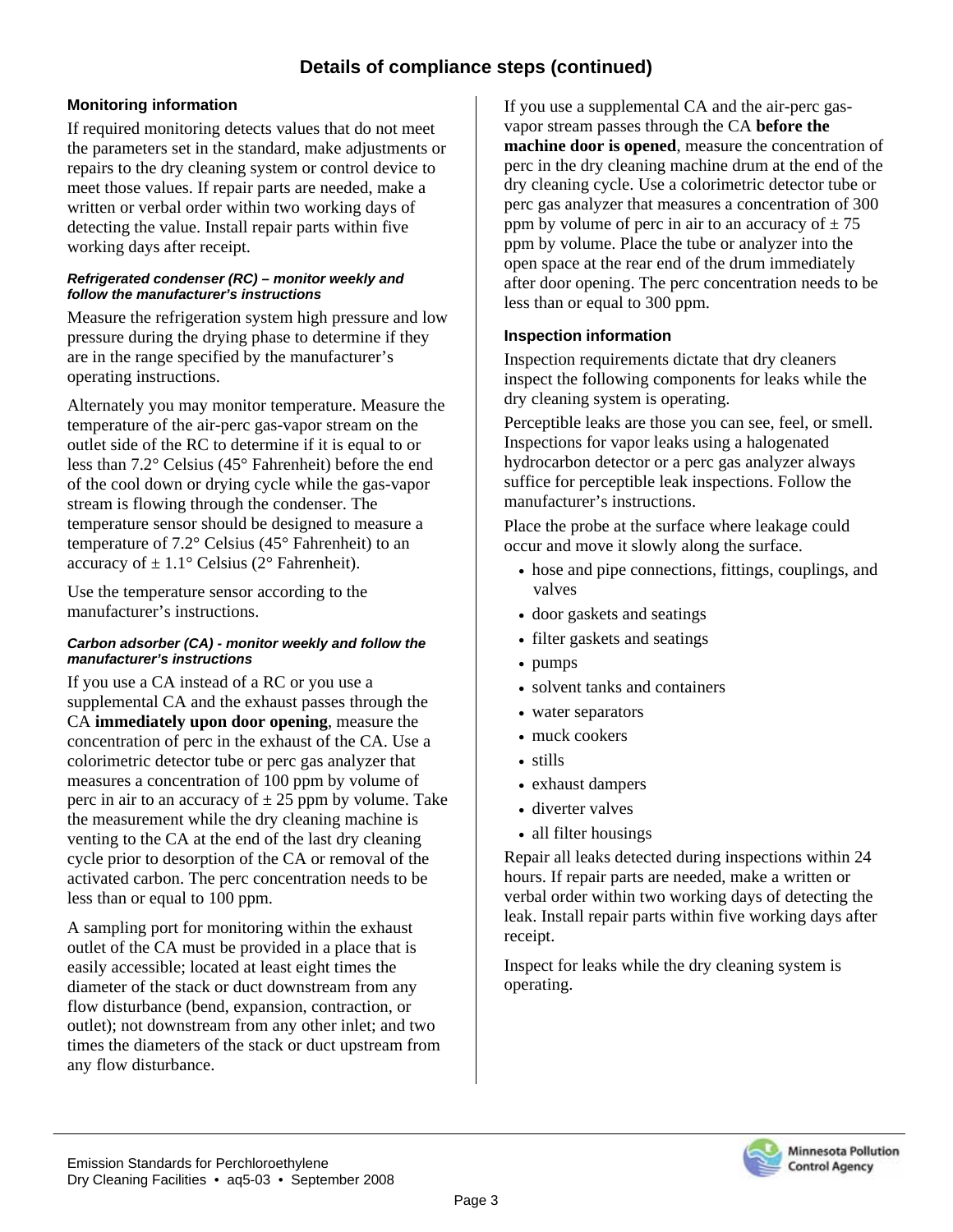## Details of compliance steps (continued)

### Monitoring information

If required monitoring detects values that do not meet the parameters set in the standard, make adjustments or repairs to the dry cleaning system or control device to meet those values. If repair parts are needed, make a written or verbal order within two working days of detecting the value. Install repair parts within five working days after receipt.

#### *Refrigerated condenser (RC) – monitor weekly and follow the manufacturer's instructions*

Measure the refrigeration system high pressure and low pressure during the drying phase to determine if they are in the range specified by the manufacturer's operating instructions.

Alternately you may monitor temperature. Measure the temperature of the air-perc gas-vapor stream on the outlet side of the RC to determine if it is equal to or less than 7.2° Celsius (45° Fahrenheit) before the end of the cool down or drying cycle while the gas-vapor stream is flowing through the condenser. The temperature sensor should be designed to measure a temperature of 7.2° Celsius (45° Fahrenheit) to an accuracy of ± 1.1° Celsius (2° Fahrenheit).

Use the temperature sensor according to the manufacturer's instructions.

#### *Carbon adsorber (CA) - monitor weekly and follow the manufacturer's instructions*

If you use a CA instead of a RC or you use a supplemental CA and the exhaust passes through the CA **immediately upon door opening**, measure the concentration of perc in the exhaust of the CA. Use a colorimetric detector tube or perc gas analyzer that measures a concentration of 100 ppm by volume of perc in air to an accuracy of ± 25 ppm by volume. Take the measurement while the dry cleaning machine is venting to the CA at the end of the last dry cleaning cycle prior to desorption of the CA or removal of the activated carbon. The perc concentration needs to be less than or equal to 100 ppm.

A sampling port for monitoring within the exhaust outlet of the CA must be provided in a place that is easily accessible; located at least eight times the diameter of the stack or duct downstream from any flow disturbance (bend, expansion, contraction, or outlet); not downstream from any other inlet; and two times the diameters of the stack or duct upstream from any flow disturbance.

If you use a supplemental CA and the air-perc gas-vapor stream passes through the CA **before the machine door is opened**, measure the concentration of perc in the dry cleaning machine drum at the end of the dry cleaning cycle. Use a colorimetric detector tube or perc gas analyzer that measures a concentration of 300 ppm by volume of perc in air to an accuracy of ± 75 ppm by volume. Place the tube or analyzer into the open space at the rear end of the drum immediately after door opening. The perc concentration needs to be less than or equal to 300 ppm.

### Inspection information

Inspection requirements dictate that dry cleaners inspect the following components for leaks while the dry cleaning system is operating.

Perceptible leaks are those you can see, feel, or smell. Inspections for vapor leaks using a halogenated hydrocarbon detector or a perc gas analyzer always suffice for perceptible leak inspections. Follow the manufacturer's instructions.

Place the probe at the surface where leakage could occur and move it slowly along the surface.

- hose and pipe connections, fittings, couplings, and valves
- door gaskets and seatings
- filter gaskets and seatings
- pumps
- solvent tanks and containers
- water separators
- muck cookers
- stills
- exhaust dampers
- diverter valves
- all filter housings

Repair all leaks detected during inspections within 24 hours. If repair parts are needed, make a written or verbal order within two working days of detecting the leak. Install repair parts within five working days after receipt.

Inspect for leaks while the dry cleaning system is operating.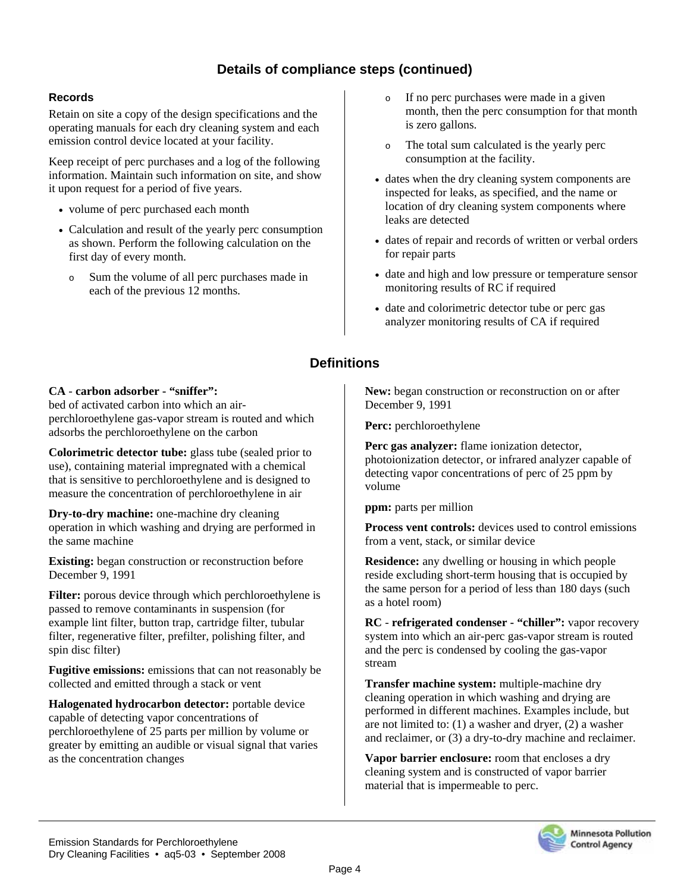## Details of compliance steps (continued)

### Records

Retain on site a copy of the design specifications and the operating manuals for each dry cleaning system and each emission control device located at your facility.

Keep receipt of perc purchases and a log of the following information. Maintain such information on site, and show it upon request for a period of five years.

- volume of perc purchased each month
- Calculation and result of the yearly perc consumption as shown. Perform the following calculation on the first day of every month.
  - Sum the volume of all perc purchases made in each of the previous 12 months.
  - If no perc purchases were made in a given month, then the perc consumption for that month is zero gallons.
  - The total sum calculated is the yearly perc consumption at the facility.
- dates when the dry cleaning system components are inspected for leaks, as specified, and the name or location of dry cleaning system components where leaks are detected
- dates of repair and records of written or verbal orders for repair parts
- date and high and low pressure or temperature sensor monitoring results of RC if required
- date and colorimetric detector tube or perc gas analyzer monitoring results of CA if required

## Definitions

**CA - carbon adsorber - "sniffer":** bed of activated carbon into which an air-perchloroethylene gas-vapor stream is routed and which adsorbs the perchloroethylene on the carbon

**Colorimetric detector tube:** glass tube (sealed prior to use), containing material impregnated with a chemical that is sensitive to perchloroethylene and is designed to measure the concentration of perchloroethylene in air

**Dry-to-dry machine:** one-machine dry cleaning operation in which washing and drying are performed in the same machine

**Existing:** began construction or reconstruction before December 9, 1991

**Filter:** porous device through which perchloroethylene is passed to remove contaminants in suspension (for example lint filter, button trap, cartridge filter, tubular filter, regenerative filter, prefilter, polishing filter, and spin disc filter)

**Fugitive emissions:** emissions that can not reasonably be collected and emitted through a stack or vent

**Halogenated hydrocarbon detector:** portable device capable of detecting vapor concentrations of perchloroethylene of 25 parts per million by volume or greater by emitting an audible or visual signal that varies as the concentration changes

**New:** began construction or reconstruction on or after December 9, 1991

**Perc:** perchloroethylene

**Perc gas analyzer:** flame ionization detector, photoionization detector, or infrared analyzer capable of detecting vapor concentrations of perc of 25 ppm by volume

**ppm:** parts per million

**Process vent controls:** devices used to control emissions from a vent, stack, or similar device

**Residence:** any dwelling or housing in which people reside excluding short-term housing that is occupied by the same person for a period of less than 180 days (such as a hotel room)

**RC - refrigerated condenser - "chiller":** vapor recovery system into which an air-perc gas-vapor stream is routed and the perc is condensed by cooling the gas-vapor stream

**Transfer machine system:** multiple-machine dry cleaning operation in which washing and drying are performed in different machines. Examples include, but are not limited to: (1) a washer and dryer, (2) a washer and reclaimer, or (3) a dry-to-dry machine and reclaimer.

**Vapor barrier enclosure:** room that encloses a dry cleaning system and is constructed of vapor barrier material that is impermeable to perc.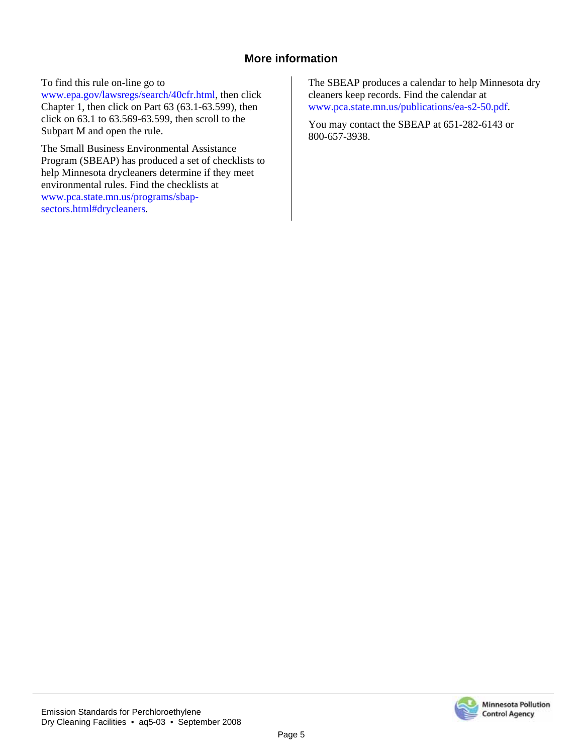## More information

To find this rule on-line go to www.epa.gov/lawsregs/search/40cfr.html, then click Chapter 1, then click on Part 63 (63.1-63.599), then click on 63.1 to 63.569-63.599, then scroll to the Subpart M and open the rule.

The Small Business Environmental Assistance Program (SBEAP) has produced a set of checklists to help Minnesota drycleaners determine if they meet environmental rules. Find the checklists at www.pca.state.mn.us/programs/sbap-sectors.html#drycleaners.

The SBEAP produces a calendar to help Minnesota dry cleaners keep records. Find the calendar at www.pca.state.mn.us/publications/ea-s2-50.pdf.

You may contact the SBEAP at 651-282-6143 or 800-657-3938.